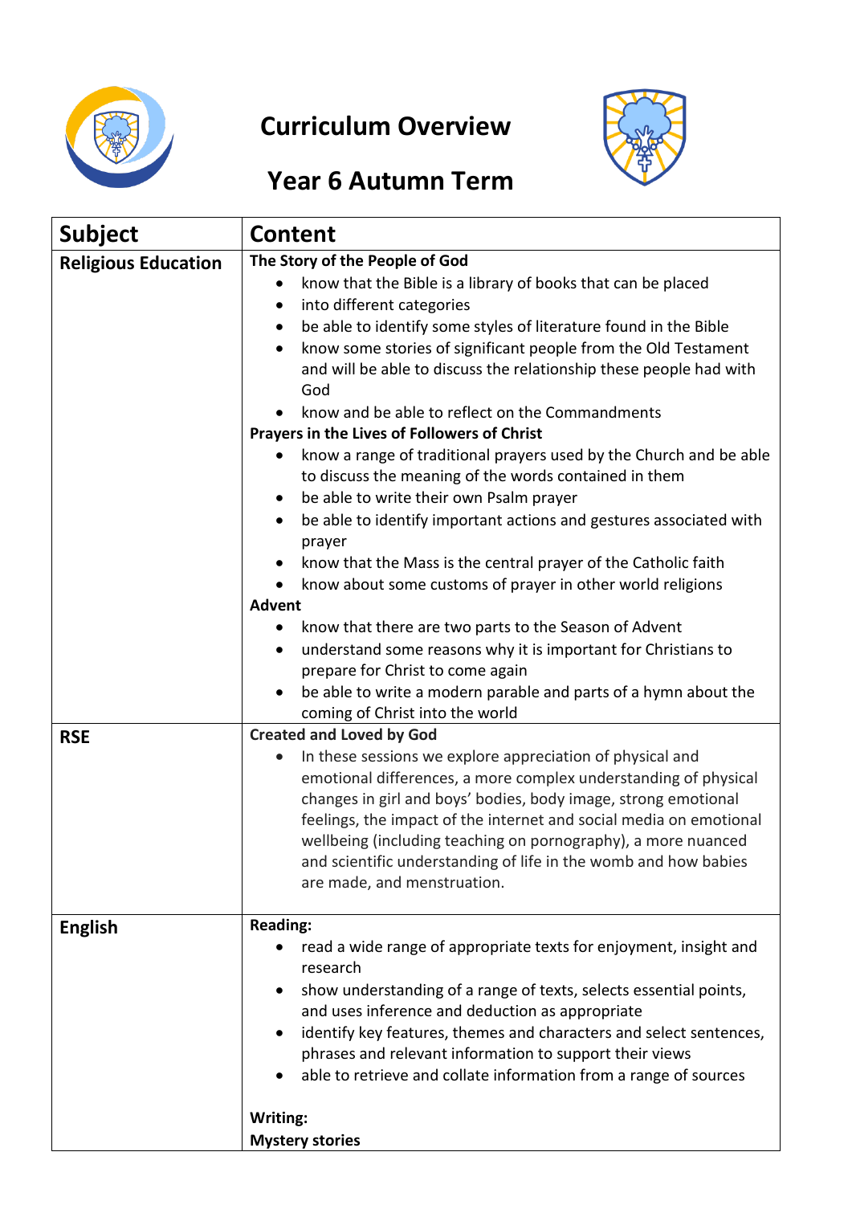# Curriculum Overview

## Year 6 Autumn Term

| Subject | Content |
|---|---|
| **Religious Education** | **The Story of the People of God**<br>• know that the Bible is a library of books that can be placed<br>• into different categories<br>• be able to identify some styles of literature found in the Bible<br>• know some stories of significant people from the Old Testament and will be able to discuss the relationship these people had with God<br>• know and be able to reflect on the Commandments<br>**Prayers in the Lives of Followers of Christ**<br>• know a range of traditional prayers used by the Church and be able to discuss the meaning of the words contained in them<br>• be able to write their own Psalm prayer<br>• be able to identify important actions and gestures associated with prayer<br>• know that the Mass is the central prayer of the Catholic faith<br>• know about some customs of prayer in other world religions<br>**Advent**<br>• know that there are two parts to the Season of Advent<br>• understand some reasons why it is important for Christians to prepare for Christ to come again<br>• be able to write a modern parable and parts of a hymn about the coming of Christ into the world |
| **RSE** | **Created and Loved by God**<br>• In these sessions we explore appreciation of physical and emotional differences, a more complex understanding of physical changes in girl and boys' bodies, body image, strong emotional feelings, the impact of the internet and social media on emotional wellbeing (including teaching on pornography), a more nuanced and scientific understanding of life in the womb and how babies are made, and menstruation. |
| **English** | **Reading:**<br>• read a wide range of appropriate texts for enjoyment, insight and research<br>• show understanding of a range of texts, selects essential points, and uses inference and deduction as appropriate<br>• identify key features, themes and characters and select sentences, phrases and relevant information to support their views<br>• able to retrieve and collate information from a range of sources<br><br>**Writing:**<br>**Mystery stories** |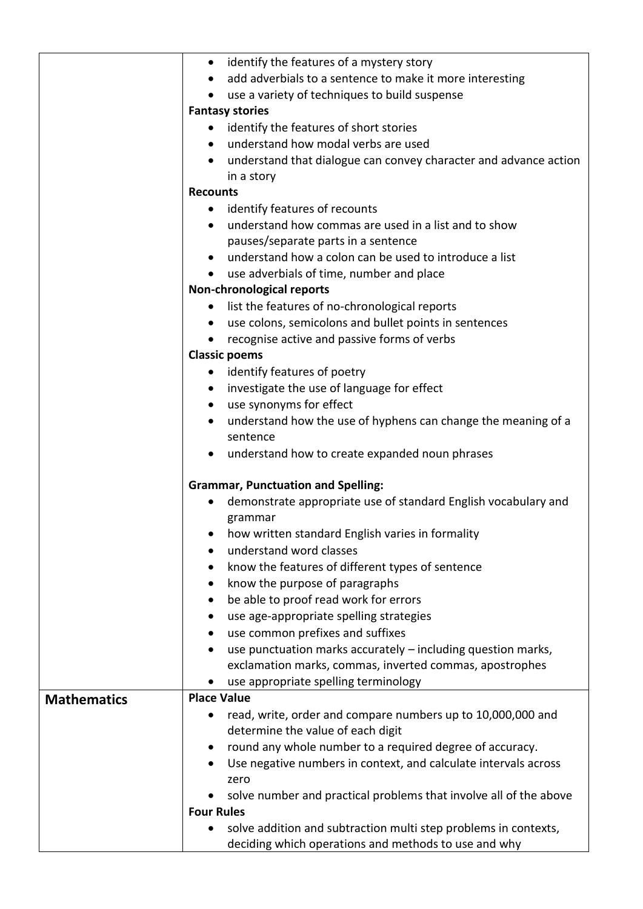| | |
|---|---|
| | • identify the features of a mystery story<br>• add adverbials to a sentence to make it more interesting<br>• use a variety of techniques to build suspense<br>**Fantasy stories**<br>• identify the features of short stories<br>• understand how modal verbs are used<br>• understand that dialogue can convey character and advance action in a story<br>**Recounts**<br>• identify features of recounts<br>• understand how commas are used in a list and to show pauses/separate parts in a sentence<br>• understand how a colon can be used to introduce a list<br>• use adverbials of time, number and place<br>**Non-chronological reports**<br>• list the features of no-chronological reports<br>• use colons, semicolons and bullet points in sentences<br>• recognise active and passive forms of verbs<br>**Classic poems**<br>• identify features of poetry<br>• investigate the use of language for effect<br>• use synonyms for effect<br>• understand how the use of hyphens can change the meaning of a sentence<br>• understand how to create expanded noun phrases<br><br>**Grammar, Punctuation and Spelling:**<br>• demonstrate appropriate use of standard English vocabulary and grammar<br>• how written standard English varies in formality<br>• understand word classes<br>• know the features of different types of sentence<br>• know the purpose of paragraphs<br>• be able to proof read work for errors<br>• use age-appropriate spelling strategies<br>• use common prefixes and suffixes<br>• use punctuation marks accurately – including question marks, exclamation marks, commas, inverted commas, apostrophes<br>• use appropriate spelling terminology |
| **Mathematics** | **Place Value**<br>• read, write, order and compare numbers up to 10,000,000 and determine the value of each digit<br>• round any whole number to a required degree of accuracy.<br>• Use negative numbers in context, and calculate intervals across zero<br>• solve number and practical problems that involve all of the above<br>**Four Rules**<br>• solve addition and subtraction multi step problems in contexts, deciding which operations and methods to use and why |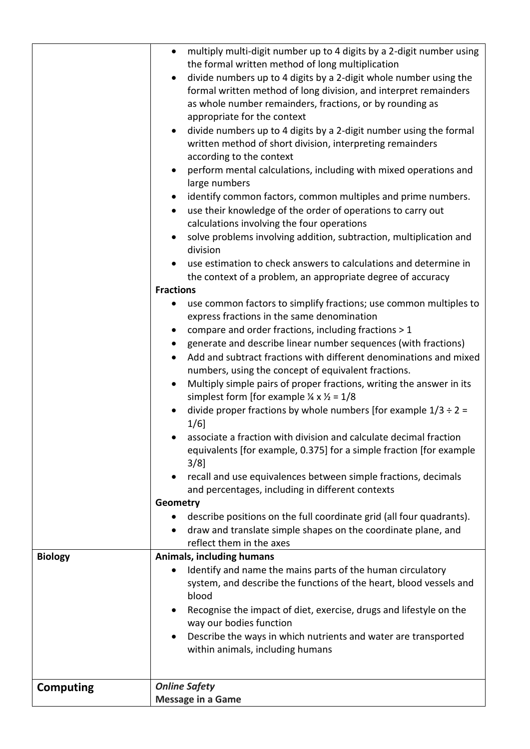| | |
|---|---|
| | <ul><li>multiply multi-digit number up to 4 digits by a 2-digit number using the formal written method of long multiplication</li><li>divide numbers up to 4 digits by a 2-digit whole number using the formal written method of long division, and interpret remainders as whole number remainders, fractions, or by rounding as appropriate for the context</li><li>divide numbers up to 4 digits by a 2-digit number using the formal written method of short division, interpreting remainders according to the context</li><li>perform mental calculations, including with mixed operations and large numbers</li><li>identify common factors, common multiples and prime numbers.</li><li>use their knowledge of the order of operations to carry out calculations involving the four operations</li><li>solve problems involving addition, subtraction, multiplication and division</li><li>use estimation to check answers to calculations and determine in the context of a problem, an appropriate degree of accuracy</li></ul>**Fractions**<ul><li>use common factors to simplify fractions; use common multiples to express fractions in the same denomination</li><li>compare and order fractions, including fractions > 1</li><li>generate and describe linear number sequences (with fractions)</li><li>Add and subtract fractions with different denominations and mixed numbers, using the concept of equivalent fractions.</li><li>Multiply simple pairs of proper fractions, writing the answer in its simplest form [for example ¼ x ½ = 1/8</li><li>divide proper fractions by whole numbers [for example 1/3 ÷ 2 = 1/6]</li><li>associate a fraction with division and calculate decimal fraction equivalents [for example, 0.375] for a simple fraction [for example 3/8]</li><li>recall and use equivalences between simple fractions, decimals and percentages, including in different contexts</li></ul>**Geometry**<ul><li>describe positions on the full coordinate grid (all four quadrants).</li><li>draw and translate simple shapes on the coordinate plane, and reflect them in the axes</li></ul> |
| **Biology** | **Animals, including humans**<ul><li>Identify and name the mains parts of the human circulatory system, and describe the functions of the heart, blood vessels and blood</li><li>Recognise the impact of diet, exercise, drugs and lifestyle on the way our bodies function</li><li>Describe the ways in which nutrients and water are transported within animals, including humans</li></ul> |
| **Computing** | ***Online Safety***<br>**Message in a Game** |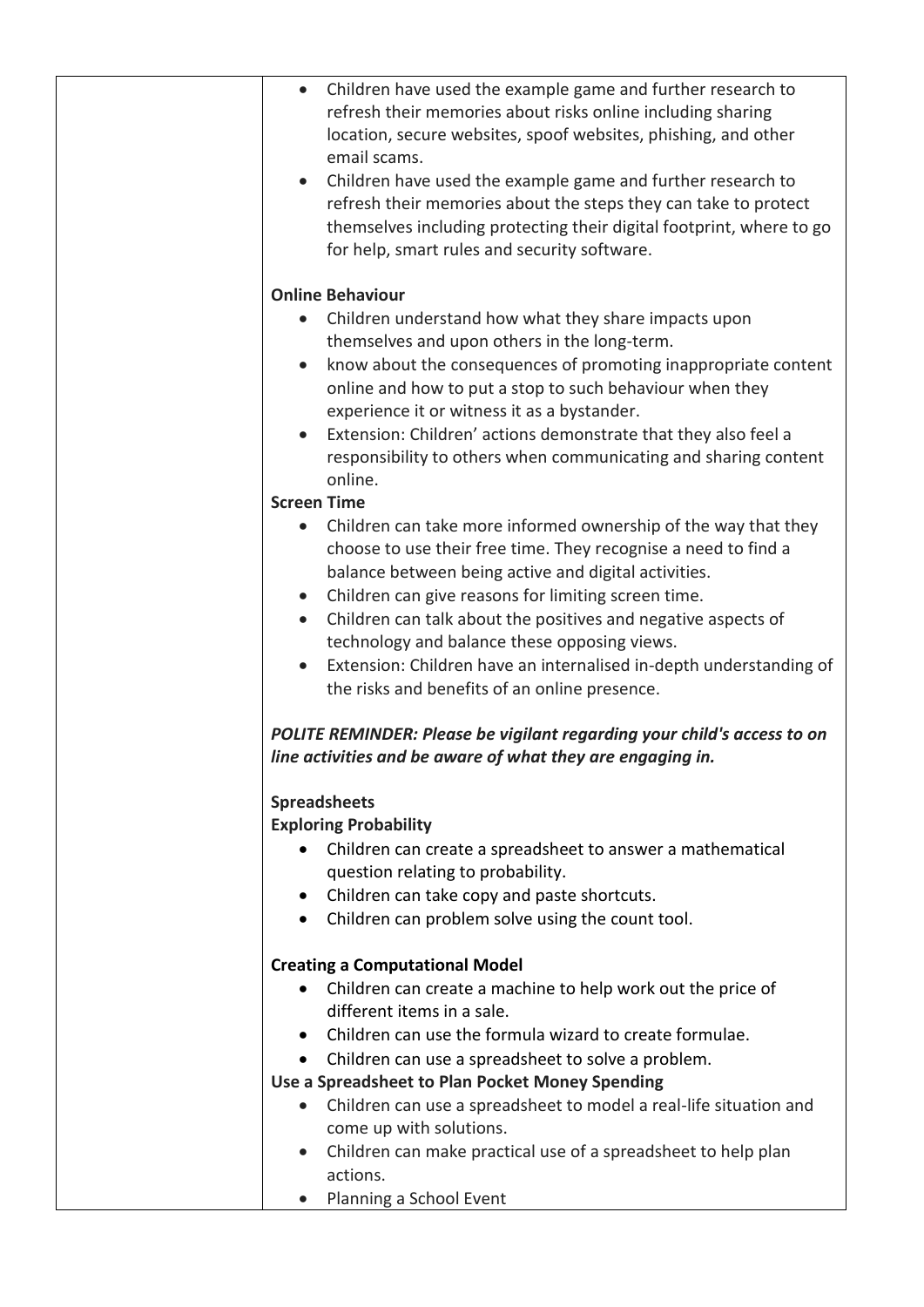| | |
|---|---|
| | • Children have used the example game and further research to refresh their memories about risks online including sharing location, secure websites, spoof websites, phishing, and other email scams.<br>• Children have used the example game and further research to refresh their memories about the steps they can take to protect themselves including protecting their digital footprint, where to go for help, smart rules and security software.<br><br>**Online Behaviour**<br>• Children understand how what they share impacts upon themselves and upon others in the long-term.<br>• know about the consequences of promoting inappropriate content online and how to put a stop to such behaviour when they experience it or witness it as a bystander.<br>• Extension: Children' actions demonstrate that they also feel a responsibility to others when communicating and sharing content online.<br>**Screen Time**<br>• Children can take more informed ownership of the way that they choose to use their free time. They recognise a need to find a balance between being active and digital activities.<br>• Children can give reasons for limiting screen time.<br>• Children can talk about the positives and negative aspects of technology and balance these opposing views.<br>• Extension: Children have an internalised in-depth understanding of the risks and benefits of an online presence.<br><br>***POLITE REMINDER: Please be vigilant regarding your child's access to on line activities and be aware of what they are engaging in.***<br><br>**Spreadsheets**<br>**Exploring Probability**<br>• Children can create a spreadsheet to answer a mathematical question relating to probability.<br>• Children can take copy and paste shortcuts.<br>• Children can problem solve using the count tool.<br><br>**Creating a Computational Model**<br>• Children can create a machine to help work out the price of different items in a sale.<br>• Children can use the formula wizard to create formulae.<br>• Children can use a spreadsheet to solve a problem.<br>**Use a Spreadsheet to Plan Pocket Money Spending**<br>• Children can use a spreadsheet to model a real-life situation and come up with solutions.<br>• Children can make practical use of a spreadsheet to help plan actions.<br>• Planning a School Event |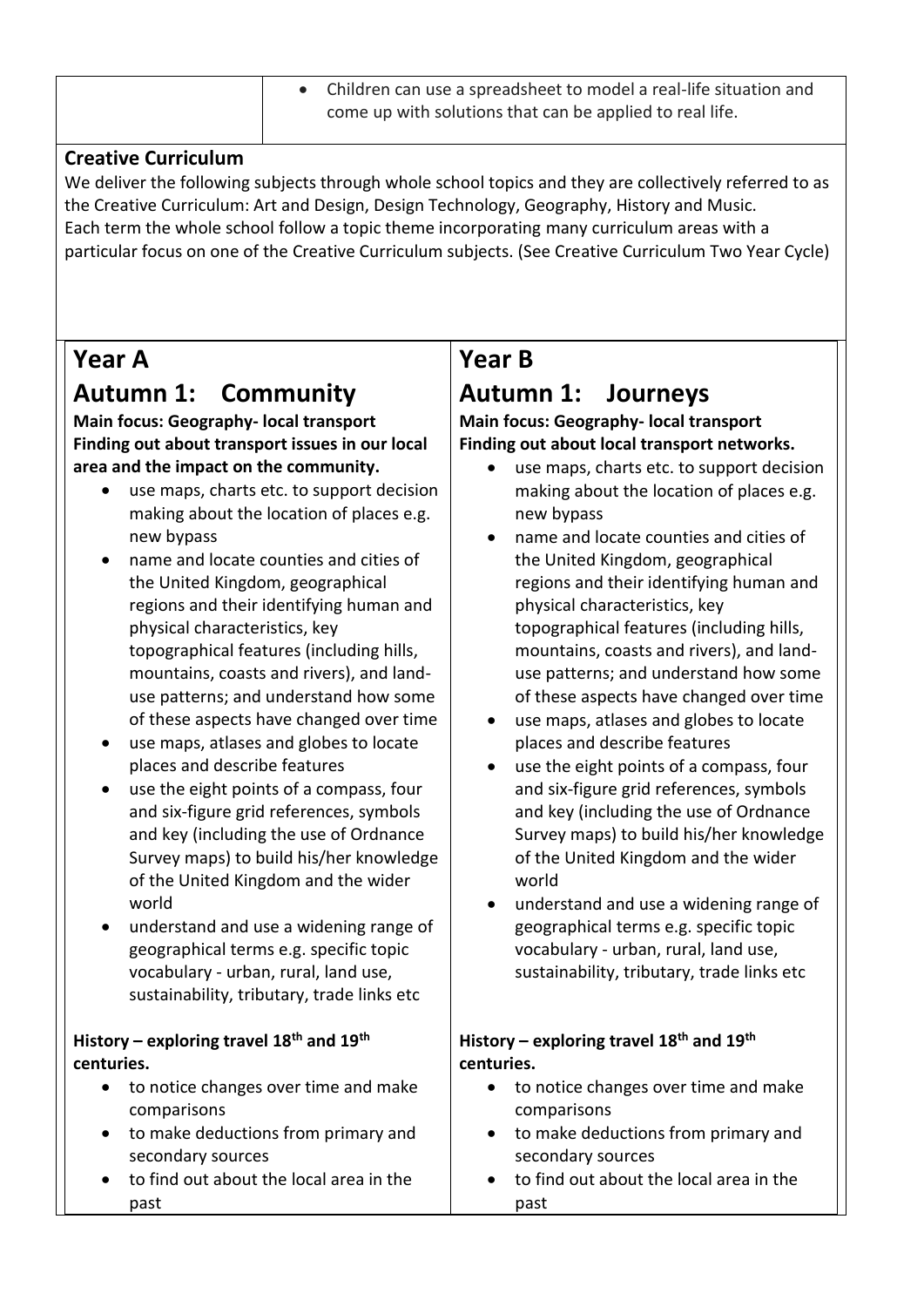| | • Children can use a spreadsheet to model a real-life situation and come up with solutions that can be applied to real life. |
|---|---|

**Creative Curriculum**

We deliver the following subjects through whole school topics and they are collectively referred to as the Creative Curriculum: Art and Design, Design Technology, Geography, History and Music.
Each term the whole school follow a topic theme incorporating many curriculum areas with a particular focus on one of the Creative Curriculum subjects. (See Creative Curriculum Two Year Cycle)

## Year A

## Autumn 1: Community

**Main focus: Geography- local transport**
**Finding out about transport issues in our local area and the impact on the community.**

- use maps, charts etc. to support decision making about the location of places e.g. new bypass
- name and locate counties and cities of the United Kingdom, geographical regions and their identifying human and physical characteristics, key topographical features (including hills, mountains, coasts and rivers), and land-use patterns; and understand how some of these aspects have changed over time
- use maps, atlases and globes to locate places and describe features
- use the eight points of a compass, four and six-figure grid references, symbols and key (including the use of Ordnance Survey maps) to build his/her knowledge of the United Kingdom and the wider world
- understand and use a widening range of geographical terms e.g. specific topic vocabulary - urban, rural, land use, sustainability, tributary, trade links etc

**History – exploring travel 18th and 19th centuries.**

- to notice changes over time and make comparisons
- to make deductions from primary and secondary sources
- to find out about the local area in the past

## Year B

## Autumn 1: Journeys

**Main focus: Geography- local transport**
**Finding out about local transport networks.**

- use maps, charts etc. to support decision making about the location of places e.g. new bypass
- name and locate counties and cities of the United Kingdom, geographical regions and their identifying human and physical characteristics, key topographical features (including hills, mountains, coasts and rivers), and land-use patterns; and understand how some of these aspects have changed over time
- use maps, atlases and globes to locate places and describe features
- use the eight points of a compass, four and six-figure grid references, symbols and key (including the use of Ordnance Survey maps) to build his/her knowledge of the United Kingdom and the wider world
- understand and use a widening range of geographical terms e.g. specific topic vocabulary - urban, rural, land use, sustainability, tributary, trade links etc

**History – exploring travel 18th and 19th centuries.**

- to notice changes over time and make comparisons
- to make deductions from primary and secondary sources
- to find out about the local area in the past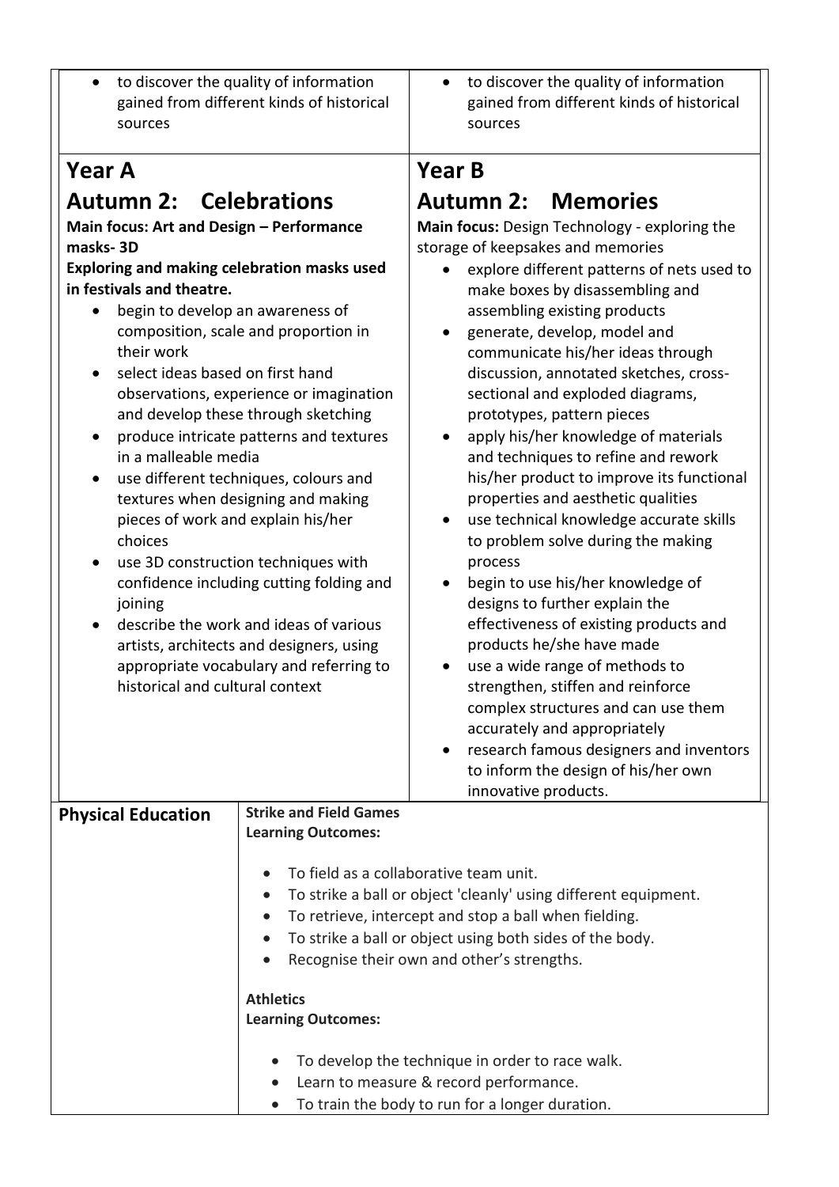| Year A | Year B |
| --- | --- |
| • to discover the quality of information gained from different kinds of historical sources | • to discover the quality of information gained from different kinds of historical sources |
| **Year A**<br>**Autumn 2: Celebrations**<br>**Main focus: Art and Design – Performance masks- 3D**<br>**Exploring and making celebration masks used in festivals and theatre.**<br>• begin to develop an awareness of composition, scale and proportion in their work<br>• select ideas based on first hand observations, experience or imagination and develop these through sketching<br>• produce intricate patterns and textures in a malleable media<br>• use different techniques, colours and textures when designing and making pieces of work and explain his/her choices<br>• use 3D construction techniques with confidence including cutting folding and joining<br>• describe the work and ideas of various artists, architects and designers, using appropriate vocabulary and referring to historical and cultural context | **Year B**<br>**Autumn 2: Memories**<br>**Main focus:** Design Technology - exploring the storage of keepsakes and memories<br>• explore different patterns of nets used to make boxes by disassembling and assembling existing products<br>• generate, develop, model and communicate his/her ideas through discussion, annotated sketches, cross-sectional and exploded diagrams, prototypes, pattern pieces<br>• apply his/her knowledge of materials and techniques to refine and rework his/her product to improve its functional properties and aesthetic qualities<br>• use technical knowledge accurate skills to problem solve during the making process<br>• begin to use his/her knowledge of designs to further explain the effectiveness of existing products and products he/she have made<br>• use a wide range of methods to strengthen, stiffen and reinforce complex structures and can use them accurately and appropriately<br>• research famous designers and inventors to inform the design of his/her own innovative products. |

| **Physical Education** | **Strike and Field Games**<br>**Learning Outcomes:**<br>• To field as a collaborative team unit.<br>• To strike a ball or object 'cleanly' using different equipment.<br>• To retrieve, intercept and stop a ball when fielding.<br>• To strike a ball or object using both sides of the body.<br>• Recognise their own and other's strengths.<br><br>**Athletics**<br>**Learning Outcomes:**<br>• To develop the technique in order to race walk.<br>• Learn to measure & record performance.<br>• To train the body to run for a longer duration. |
| --- | --- |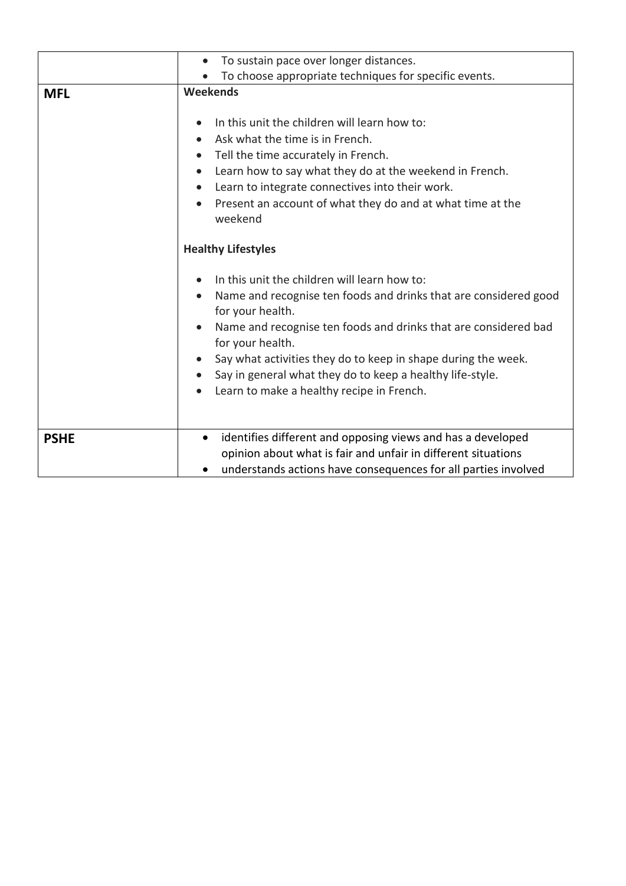| | |
|---|---|
| | • To sustain pace over longer distances.<br>• To choose appropriate techniques for specific events. |
| **MFL** | **Weekends**<br><br>• In this unit the children will learn how to:<br>• Ask what the time is in French.<br>• Tell the time accurately in French.<br>• Learn how to say what they do at the weekend in French.<br>• Learn to integrate connectives into their work.<br>• Present an account of what they do and at what time at the weekend<br><br>**Healthy Lifestyles**<br><br>• In this unit the children will learn how to:<br>• Name and recognise ten foods and drinks that are considered good for your health.<br>• Name and recognise ten foods and drinks that are considered bad for your health.<br>• Say what activities they do to keep in shape during the week.<br>• Say in general what they do to keep a healthy life-style.<br>• Learn to make a healthy recipe in French. |
| **PSHE** | • identifies different and opposing views and has a developed opinion about what is fair and unfair in different situations<br>• understands actions have consequences for all parties involved |